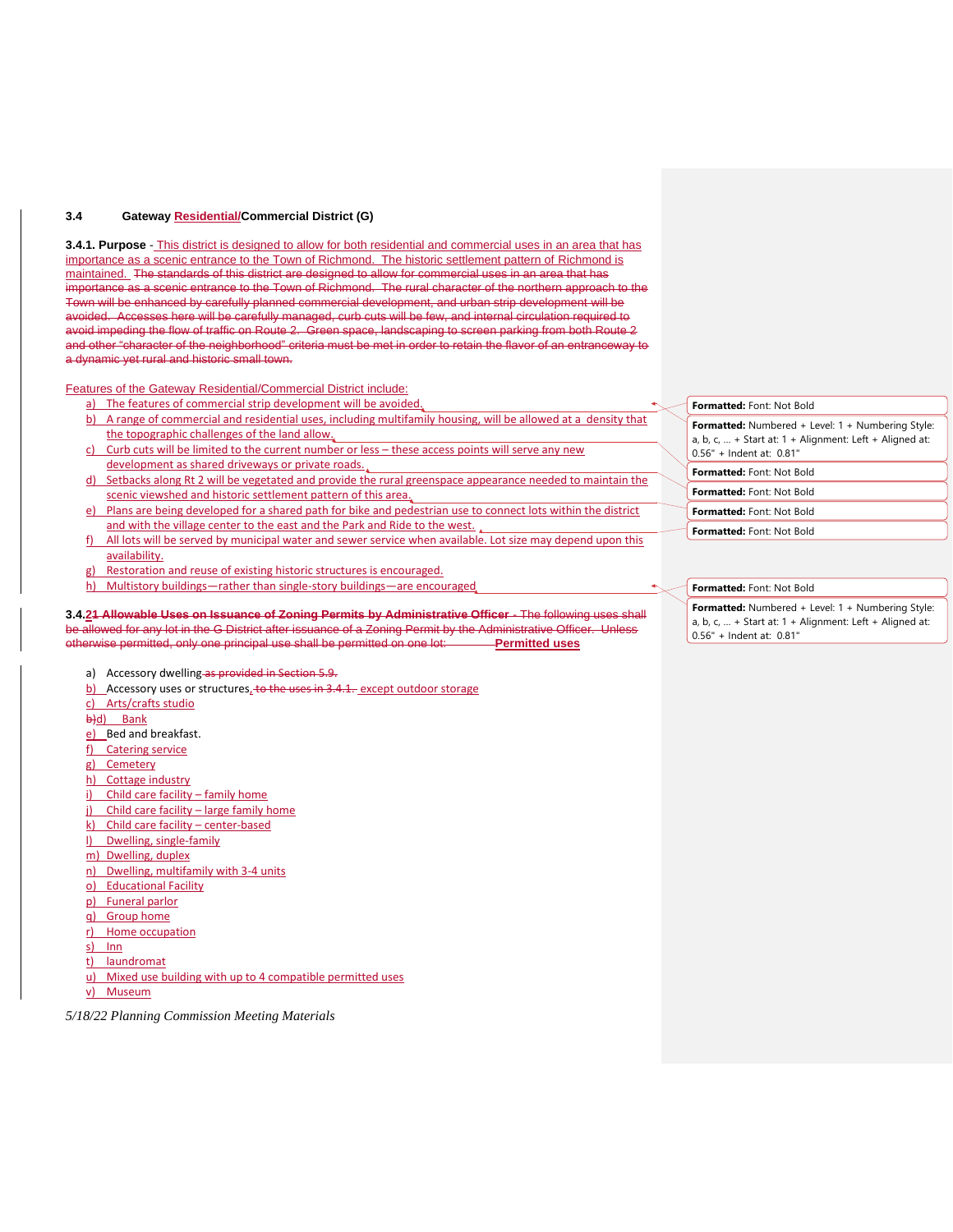### 3.4 Gateway Residential/Commercial District (G)

**3.4.1. Purpose** - This district is designed to allow for both residential and commercial uses in an area that has importance as a scenic entrance to the Town of Richmond. The historic settlement pattern of Richmond is maintained. ~~The standards of this district are designed to allow for commercial uses in an area that has importance as a scenic entrance to the Town of Richmond. The rural character of the northern approach to the Town will be enhanced by carefully planned commercial development, and urban strip development will be avoided. Accesses here will be carefully managed, curb cuts will be few, and internal circulation required to avoid impeding the flow of traffic on Route 2. Green space, landscaping to screen parking from both Route 2 and other "character of the neighborhood" criteria must be met in order to retain the flavor of an entranceway to a dynamic yet rural and historic small town.~~

Features of the Gateway Residential/Commercial District include:

a) The features of commercial strip development will be avoided.
b) A range of commercial and residential uses, including multifamily housing, will be allowed at a density that the topographic challenges of the land allow.
c) Curb cuts will be limited to the current number or less – these access points will serve any new development as shared driveways or private roads.
d) Setbacks along Rt 2 will be vegetated and provide the rural greenspace appearance needed to maintain the scenic viewshed and historic settlement pattern of this area.
e) Plans are being developed for a shared path for bike and pedestrian use to connect lots within the district and with the village center to the east and the Park and Ride to the west.
f) All lots will be served by municipal water and sewer service when available. Lot size may depend upon this availability.
g) Restoration and reuse of existing historic structures is encouraged.
h) Multistory buildings—rather than single-story buildings—are encouraged.

**3.4.~~21 Allowable Uses on Issuance of Zoning Permits by Administrative Officer~~** ~~- The following uses shall be allowed for any lot in the G District after issuance of a Zoning Permit by the Administrative Officer. Unless otherwise permitted, only one principal use shall be permitted on one lot:~~ **Permitted uses**

a) Accessory dwelling ~~as provided in Section 5.9.~~
b) Accessory uses or structures, ~~to the uses in 3.4.1.~~ except outdoor storage
c) Arts/crafts studio
~~b)~~d) Bank
e) Bed and breakfast.
f) Catering service
g) Cemetery
h) Cottage industry
i) Child care facility – family home
j) Child care facility – large family home
k) Child care facility – center-based
l) Dwelling, single-family
m) Dwelling, duplex
n) Dwelling, multifamily with 3-4 units
o) Educational Facility
p) Funeral parlor
q) Group home
r) Home occupation
s) Inn
t) laundromat
u) Mixed use building with up to 4 compatible permitted uses
v) Museum

*5/18/22 Planning Commission Meeting Materials*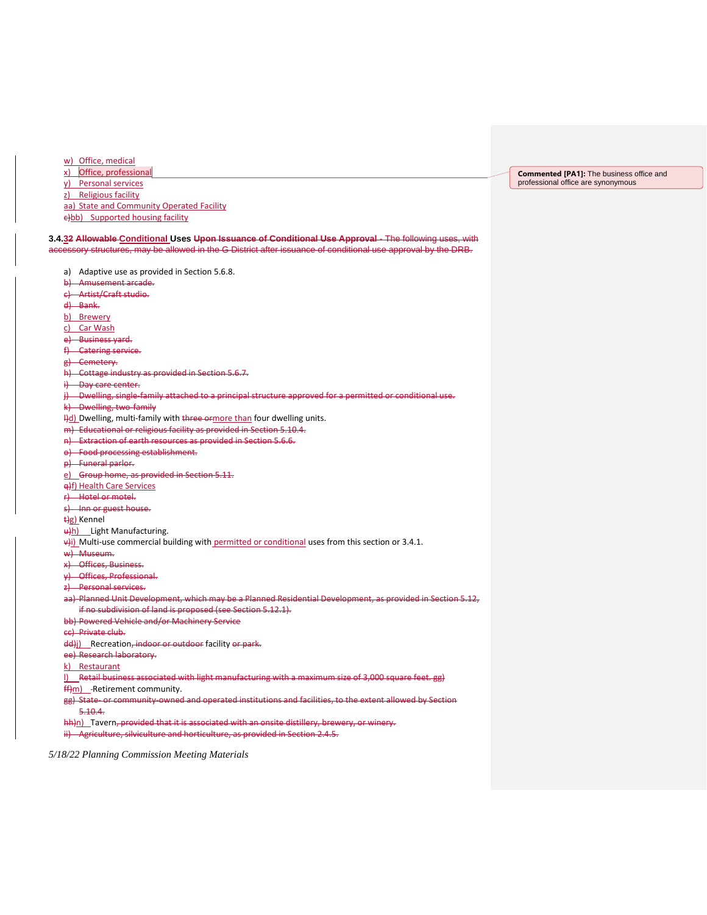w) Office, medical
x) Office, professional
y) Personal services
z) Religious facility
aa) State and Community Operated Facility
~~c)~~bb) Supported housing facility

> **Commented [PA1]:** The business office and professional office are synonymous

**3.4.~~3~~2 ~~Allowable~~ Conditional Uses ~~Upon Issuance of Conditional Use Approval~~** ~~- The following uses, with accessory structures, may be allowed in the G District after issuance of conditional use approval by the DRB.~~

a) Adaptive use as provided in Section 5.6.8.
~~b) Amusement arcade.~~
~~c) Artist/Craft studio.~~
~~d) Bank.~~
b) Brewery
c) Car Wash
~~e) Business yard.~~
~~f) Catering service.~~
~~g) Cemetery.~~
~~h) Cottage industry as provided in Section 5.6.7.~~
~~i) Day care center.~~
~~j) Dwelling, single-family attached to a principal structure approved for a permitted or conditional use.~~
~~k) Dwelling, two-family~~
~~l)~~d) Dwelling, multi-family with ~~three or~~more than four dwelling units.
~~m) Educational or religious facility as provided in Section 5.10.4.~~
~~n) Extraction of earth resources as provided in Section 5.6.6.~~
~~o) Food processing establishment.~~
~~p) Funeral parlor.~~
~~e) Group home, as provided in Section 5.11.~~
~~q)~~f) Health Care Services
~~r) Hotel or motel.~~
~~s) Inn or guest house.~~
~~t)~~g) Kennel
~~u)~~h) Light Manufacturing.
~~v)~~i) Multi-use commercial building with permitted or conditional uses from this section or 3.4.1.
~~w) Museum.~~
~~x) Offices, Business.~~
~~y) Offices, Professional.~~
~~z) Personal services.~~
~~aa) Planned Unit Development, which may be a Planned Residential Development, as provided in Section 5.12, if no subdivision of land is proposed (see Section 5.12.1).~~
~~bb) Powered Vehicle and/or Machinery Service~~
~~cc) Private club.~~
~~dd)~~j) Recreation~~, indoor or outdoor~~ facility ~~or park.~~
~~ee) Research laboratory.~~
k) Restaurant
~~l) Retail business associated with light manufacturing with a maximum size of 3,000 square feet. gg)~~
~~ff)~~m) Retirement community.
~~gg) State- or community-owned and operated institutions and facilities, to the extent allowed by Section 5.10.4.~~
~~hh)~~n) Tavern~~, provided that it is associated with an onsite distillery, brewery, or winery.~~
~~ii) Agriculture, silviculture and horticulture, as provided in Section 2.4.5.~~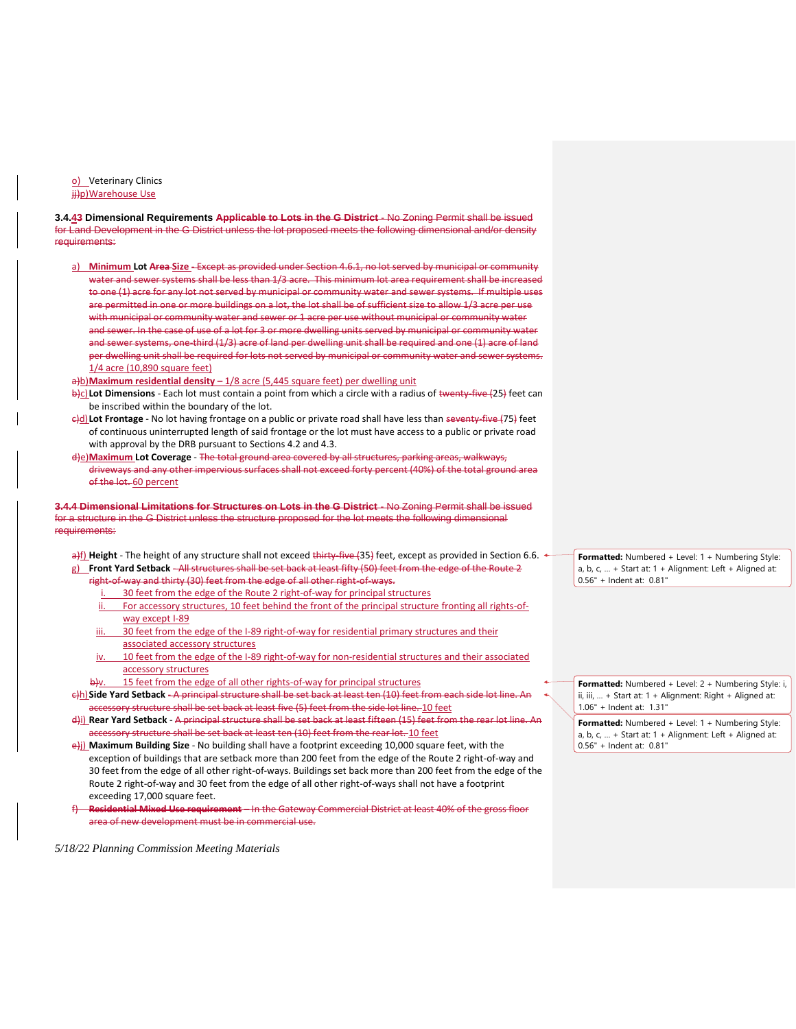o) Veterinary Clinics
j)p) Warehouse Use

**3.4.43 Dimensional Requirements ~~Applicable to Lots in the G District~~** ~~- No Zoning Permit shall be issued for Land Development in the G District unless the lot proposed meets the following dimensional and/or density requirements:~~

a) **Minimum Lot ~~Area~~ Size** ~~- Except as provided under Section 4.6.1, no lot served by municipal or community water and sewer systems shall be less than 1/3 acre. This minimum lot area requirement shall be increased to one (1) acre for any lot not served by municipal or community water and sewer systems. If multiple uses are permitted in one or more buildings on a lot, the lot shall be of sufficient size to allow 1/3 acre per use with municipal or community water and sewer or 1 acre per use without municipal or community water and sewer. In the case of use of a lot for 3 or more dwelling units served by municipal or community water and sewer systems, one-third (1/3) acre of land per dwelling unit shall be required and one (1) acre of land per dwelling unit shall be required for lots not served by municipal or community water and sewer systems.~~ 1/4 acre (10,890 square feet)

~~a)~~b) **Maximum residential density –** 1/8 acre (5,445 square feet) per dwelling unit

~~b)~~c) **Lot Dimensions** - Each lot must contain a point from which a circle with a radius of ~~twenty-five (~~25~~)~~ feet can be inscribed within the boundary of the lot.

~~c)~~d) **Lot Frontage** - No lot having frontage on a public or private road shall have less than ~~seventy-five (~~75~~)~~ feet of continuous uninterrupted length of said frontage or the lot must have access to a public or private road with approval by the DRB pursuant to Sections 4.2 and 4.3.

~~d)~~e) **Maximum Lot Coverage** - ~~The total ground area covered by all structures, parking areas, walkways, driveways and any other impervious surfaces shall not exceed forty percent (40%) of the total ground area of the lot.~~ 60 percent

~~**3.4.4 Dimensional Limitations for Structures on Lots in the G District** - No Zoning Permit shall be issued for a structure in the G District unless the structure proposed for the lot meets the following dimensional requirements:~~

~~a)~~f) **Height** - The height of any structure shall not exceed ~~thirty-five (~~35~~)~~ feet, except as provided in Section 6.6.

g) **Front Yard Setback** ~~- All structures shall be set back at least fifty (50) feet from the edge of the Route 2 right-of-way and thirty (30) feet from the edge of all other right-of-ways.~~

   i. 30 feet from the edge of the Route 2 right-of-way for principal structures
   ii. For accessory structures, 10 feet behind the front of the principal structure fronting all rights-of-way except I-89
   iii. 30 feet from the edge of the I-89 right-of-way for residential primary structures and their associated accessory structures
   iv. 10 feet from the edge of the I-89 right-of-way for non-residential structures and their associated accessory structures
   ~~b)~~v. 15 feet from the edge of all other rights-of-way for principal structures

~~c)~~h) **Side Yard Setback** ~~- A principal structure shall be set back at least ten (10) feet from each side lot line. An accessory structure shall be set back at least five (5) feet from the side lot line.~~ 10 feet

~~d)~~i) **Rear Yard Setback** - ~~A principal structure shall be set back at least fifteen (15) feet from the rear lot line. An accessory structure shall be set back at least ten (10) feet from the rear lot line.~~ 10 feet

~~e)~~j) **Maximum Building Size** - No building shall have a footprint exceeding 10,000 square feet, with the exception of buildings that are setback more than 200 feet from the edge of the Route 2 right-of-way and 30 feet from the edge of all other right-of-ways. Buildings set back more than 200 feet from the edge of the Route 2 right-of-way and 30 feet from the edge of all other right-of-ways shall not have a footprint exceeding 17,000 square feet.

~~f) **Residential Mixed Use requirement** – In the Gateway Commercial District at least 40% of the gross floor area of new development must be in commercial use.~~

**Formatted:** Numbered + Level: 1 + Numbering Style: a, b, c, … + Start at: 1 + Alignment: Left + Aligned at: 0.56" + Indent at: 0.81"

**Formatted:** Numbered + Level: 2 + Numbering Style: i, ii, iii, … + Start at: 1 + Alignment: Right + Aligned at: 1.06" + Indent at: 1.31"

**Formatted:** Numbered + Level: 1 + Numbering Style: a, b, c, … + Start at: 1 + Alignment: Left + Aligned at: 0.56" + Indent at: 0.81"

*5/18/22 Planning Commission Meeting Materials*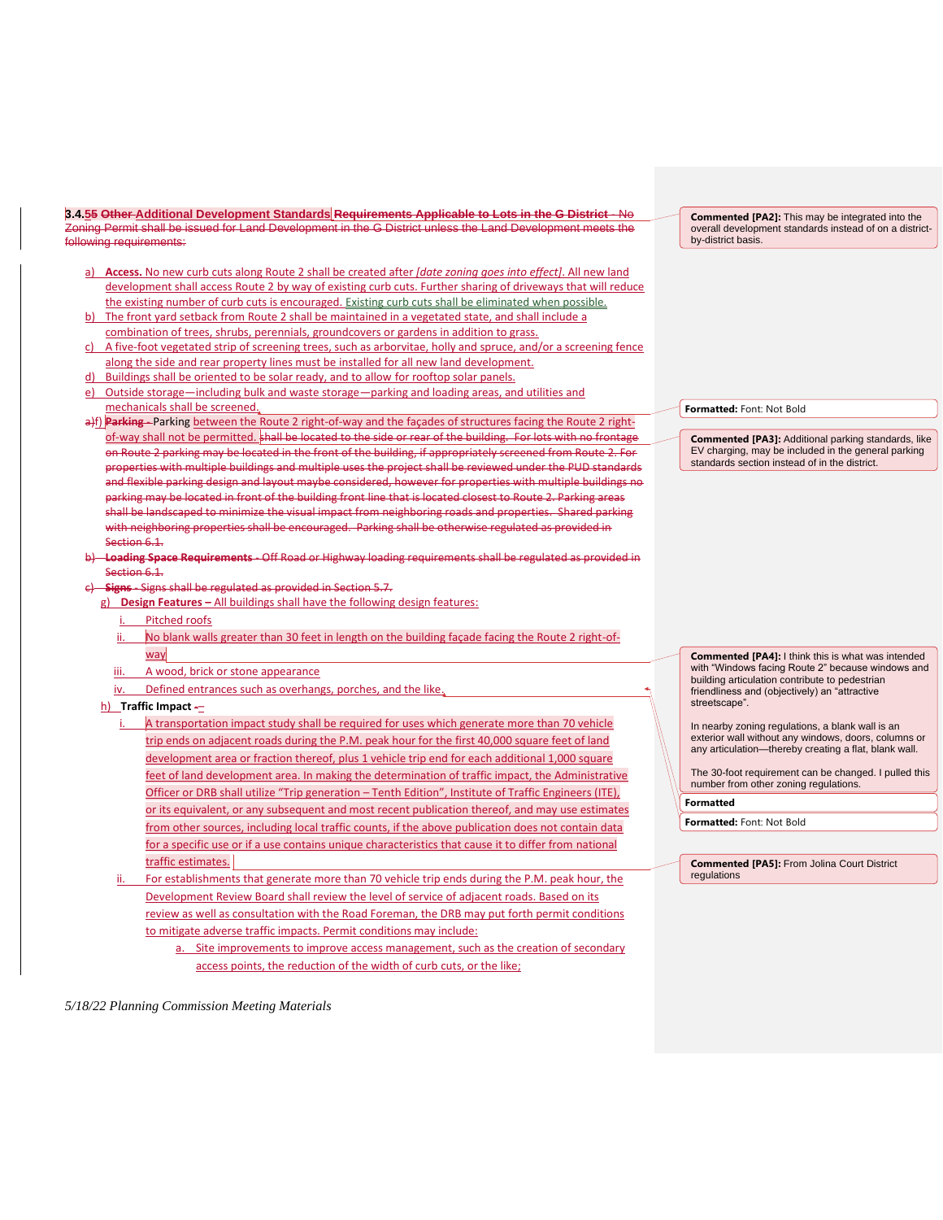**3.4.~~5~~5 ~~Other~~ Additional Development Standards** ~~**Requirements Applicable to Lots in the G District** - No Zoning Permit shall be issued for Land Development in the G District unless the Land Development meets the following requirements:~~

a) **Access.** No new curb cuts along Route 2 shall be created after *[date zoning goes into effect]*. All new land development shall access Route 2 by way of existing curb cuts. Further sharing of driveways that will reduce the existing number of curb cuts is encouraged. Existing curb cuts shall be eliminated when possible.

b) The front yard setback from Route 2 shall be maintained in a vegetated state, and shall include a combination of trees, shrubs, perennials, groundcovers or gardens in addition to grass.

c) A five-foot vegetated strip of screening trees, such as arborvitae, holly and spruce, and/or a screening fence along the side and rear property lines must be installed for all new land development.

d) Buildings shall be oriented to be solar ready, and to allow for rooftop solar panels.

e) Outside storage—including bulk and waste storage—parking and loading areas, and utilities and mechanicals shall be screened.

~~a)~~f) ~~**Parking**~~ - Parking between the Route 2 right-of-way and the façades of structures facing the Route 2 right-of-way shall not be permitted. ~~shall be located to the side or rear of the building. For lots with no frontage on Route 2 parking may be located in the front of the building, if appropriately screened from Route 2. For properties with multiple buildings and multiple uses the project shall be reviewed under the PUD standards and flexible parking design and layout maybe considered, however for properties with multiple buildings no parking may be located in front of the building front line that is located closest to Route 2. Parking areas shall be landscaped to minimize the visual impact from neighboring roads and properties. Shared parking with neighboring properties shall be encouraged. Parking shall be otherwise regulated as provided in Section 6.1.~~

~~b) **Loading Space Requirements** - Off Road or Highway loading requirements shall be regulated as provided in Section 6.1.~~

~~c) **Signs** - Signs shall be regulated as provided in Section 5.7.~~

g) **Design Features –** All buildings shall have the following design features:

i. Pitched roofs

ii. No blank walls greater than 30 feet in length on the building façade facing the Route 2 right-of-way

iii. A wood, brick or stone appearance

iv. Defined entrances such as overhangs, porches, and the like.

h) **Traffic Impact** –

i. A transportation impact study shall be required for uses which generate more than 70 vehicle trip ends on adjacent roads during the P.M. peak hour for the first 40,000 square feet of land development area or fraction thereof, plus 1 vehicle trip end for each additional 1,000 square feet of land development area. In making the determination of traffic impact, the Administrative Officer or DRB shall utilize "Trip generation – Tenth Edition", Institute of Traffic Engineers (ITE), or its equivalent, or any subsequent and most recent publication thereof, and may use estimates from other sources, including local traffic counts, if the above publication does not contain data for a specific use or if a use contains unique characteristics that cause it to differ from national traffic estimates.

ii. For establishments that generate more than 70 vehicle trip ends during the P.M. peak hour, the Development Review Board shall review the level of service of adjacent roads. Based on its review as well as consultation with the Road Foreman, the DRB may put forth permit conditions to mitigate adverse traffic impacts. Permit conditions may include:

a. Site improvements to improve access management, such as the creation of secondary access points, the reduction of the width of curb cuts, or the like;

---

**Commented [PA2]:** This may be integrated into the overall development standards instead of on a district-by-district basis.

**Formatted:** Font: Not Bold

**Commented [PA3]:** Additional parking standards, like EV charging, may be included in the general parking standards section instead of in the district.

**Commented [PA4]:** I think this is what was intended with "Windows facing Route 2" because windows and building articulation contribute to pedestrian friendliness and (objectively) an "attractive streetscape".

In nearby zoning regulations, a blank wall is an exterior wall without any windows, doors, columns or any articulation—thereby creating a flat, blank wall.

The 30-foot requirement can be changed. I pulled this number from other zoning regulations.

**Formatted**

**Formatted:** Font: Not Bold

**Commented [PA5]:** From Jolina Court District regulations

*5/18/22 Planning Commission Meeting Materials*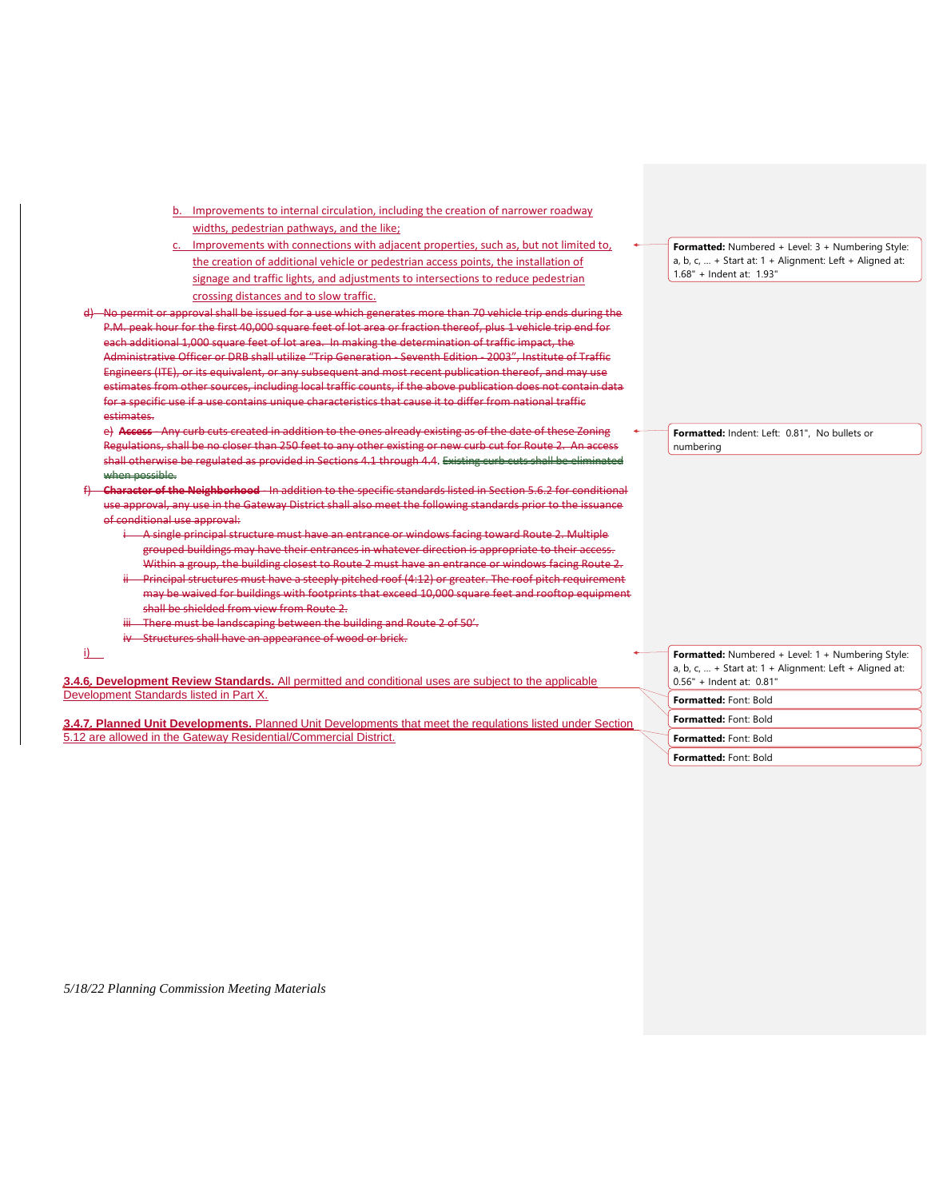b. Improvements to internal circulation, including the creation of narrower roadway widths, pedestrian pathways, and the like;

c. Improvements with connections with adjacent properties, such as, but not limited to, the creation of additional vehicle or pedestrian access points, the installation of signage and traffic lights, and adjustments to intersections to reduce pedestrian crossing distances and to slow traffic.

~~d) No permit or approval shall be issued for a use which generates more than 70 vehicle trip ends during the P.M. peak hour for the first 40,000 square feet of lot area or fraction thereof, plus 1 vehicle trip end for each additional 1,000 square feet of lot area. In making the determination of traffic impact, the Administrative Officer or DRB shall utilize "Trip Generation - Seventh Edition - 2003", Institute of Traffic Engineers (ITE), or its equivalent, or any subsequent and most recent publication thereof, and may use estimates from other sources, including local traffic counts, if the above publication does not contain data for a specific use if a use contains unique characteristics that cause it to differ from national traffic estimates.~~

~~e) **Access** Any curb cuts created in addition to the ones already existing as of the date of these Zoning Regulations, shall be no closer than 250 feet to any other existing or new curb cut for Route 2. An access shall otherwise be regulated as provided in Sections 4.1 through 4.4. Existing curb cuts shall be eliminated when possible.~~

~~f) **Character of the Neighborhood** In addition to the specific standards listed in Section 5.6.2 for conditional use approval, any use in the Gateway District shall also meet the following standards prior to the issuance of conditional use approval:~~

~~i A single principal structure must have an entrance or windows facing toward Route 2. Multiple grouped buildings may have their entrances in whatever direction is appropriate to their access. Within a group, the building closest to Route 2 must have an entrance or windows facing Route 2.~~

~~ii Principal structures must have a steeply pitched roof (4:12) or greater. The roof pitch requirement may be waived for buildings with footprints that exceed 10,000 square feet and rooftop equipment shall be shielded from view from Route 2.~~

~~iii There must be landscaping between the building and Route 2 of 50'.~~

~~iv Structures shall have an appearance of wood or brick.~~

i)

**3.4.6. Development Review Standards.** All permitted and conditional uses are subject to the applicable Development Standards listed in Part X.

**3.4.7. Planned Unit Developments.** Planned Unit Developments that meet the regulations listed under Section 5.12 are allowed in the Gateway Residential/Commercial District.

Formatted: Numbered + Level: 3 + Numbering Style: a, b, c, … + Start at: 1 + Alignment: Left + Aligned at: 1.68" + Indent at: 1.93"

Formatted: Indent: Left: 0.81", No bullets or numbering

Formatted: Numbered + Level: 1 + Numbering Style: a, b, c, … + Start at: 1 + Alignment: Left + Aligned at: 0.56" + Indent at: 0.81"

Formatted: Font: Bold

Formatted: Font: Bold

Formatted: Font: Bold

Formatted: Font: Bold

*5/18/22 Planning Commission Meeting Materials*